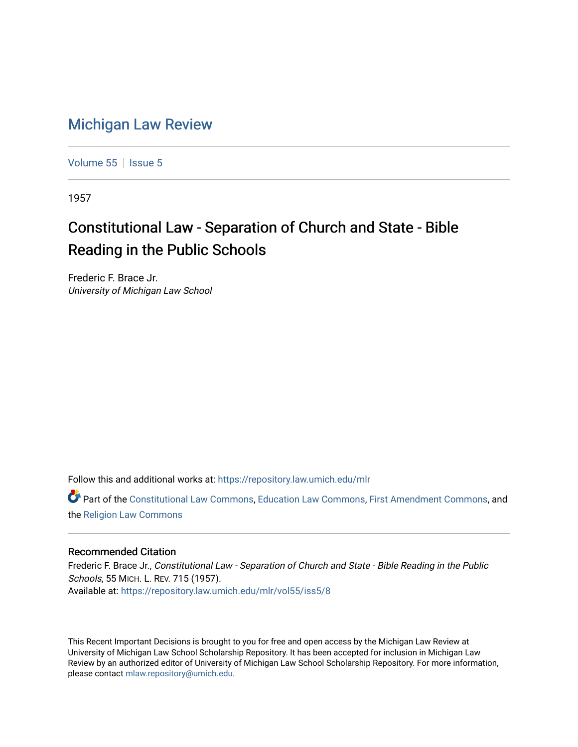# Michigan Law Review

Volume 55 | Issue 5

1957

## Constitutional Law - Separation of Church and State - Bible Reading in the Public Schools

Frederic F. Brace Jr.
*University of Michigan Law School*

Follow this and additional works at: https://repository.law.umich.edu/mlr

Part of the Constitutional Law Commons, Education Law Commons, First Amendment Commons, and the Religion Law Commons

### Recommended Citation

Frederic F. Brace Jr., *Constitutional Law - Separation of Church and State - Bible Reading in the Public Schools*, 55 MICH. L. REV. 715 (1957).
Available at: https://repository.law.umich.edu/mlr/vol55/iss5/8

This Recent Important Decisions is brought to you for free and open access by the Michigan Law Review at University of Michigan Law School Scholarship Repository. It has been accepted for inclusion in Michigan Law Review by an authorized editor of University of Michigan Law School Scholarship Repository. For more information, please contact mlaw.repository@umich.edu.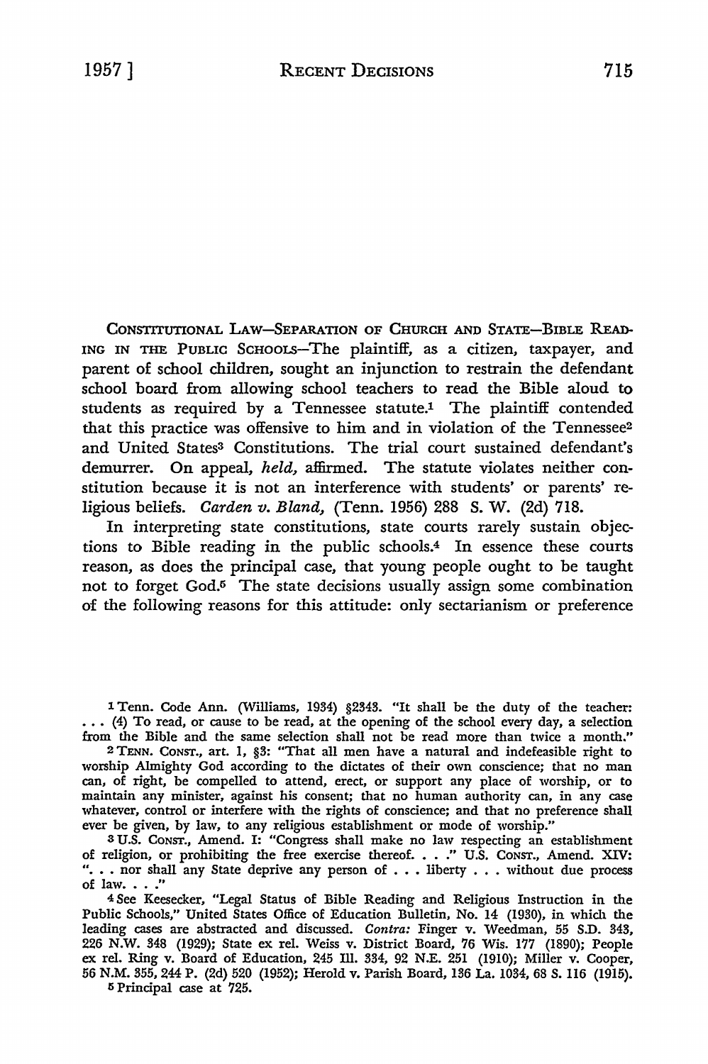CONSTITUTIONAL LAW—SEPARATION OF CHURCH AND STATE—BIBLE READING IN THE PUBLIC SCHOOLS—The plaintiff, as a citizen, taxpayer, and parent of school children, sought an injunction to restrain the defendant school board from allowing school teachers to read the Bible aloud to students as required by a Tennessee statute.[1] The plaintiff contended that this practice was offensive to him and in violation of the Tennessee[2] and United States[3] Constitutions. The trial court sustained defendant's demurrer. On appeal, *held*, affirmed. The statute violates neither constitution because it is not an interference with students' or parents' religious beliefs. *Carden v. Bland*, (Tenn. 1956) 288 S. W. (2d) 718.

In interpreting state constitutions, state courts rarely sustain objections to Bible reading in the public schools.[4] In essence these courts reason, as does the principal case, that young people ought to be taught not to forget God.[5] The state decisions usually assign some combination of the following reasons for this attitude: only sectarianism or preference

---

[1] Tenn. Code Ann. (Williams, 1934) §2343. "It shall be the duty of the teacher: . . . (4) To read, or cause to be read, at the opening of the school every day, a selection from the Bible and the same selection shall not be read more than twice a month."

[2] TENN. CONST., art. 1, §3: "That all men have a natural and indefeasible right to worship Almighty God according to the dictates of their own conscience; that no man can, of right, be compelled to attend, erect, or support any place of worship, or to maintain any minister, against his consent; that no human authority can, in any case whatever, control or interfere with the rights of conscience; and that no preference shall ever be given, by law, to any religious establishment or mode of worship."

[3] U.S. CONST., Amend. I: "Congress shall make no law respecting an establishment of religion, or prohibiting the free exercise thereof. . . ." U.S. CONST., Amend. XIV: ". . . nor shall any State deprive any person of . . . liberty . . . without due process of law. . . ."

[4] See Keesecker, "Legal Status of Bible Reading and Religious Instruction in the Public Schools," United States Office of Education Bulletin, No. 14 (1930), in which the leading cases are abstracted and discussed. *Contra:* Finger v. Weedman, 55 S.D. 343, 226 N.W. 348 (1929); State ex rel. Weiss v. District Board, 76 Wis. 177 (1890); People ex rel. Ring v. Board of Education, 245 Ill. 334, 92 N.E. 251 (1910); Miller v. Cooper, 56 N.M. 355, 244 P. (2d) 520 (1952); Herold v. Parish Board, 136 La. 1034, 68 S. 116 (1915).

[5] Principal case at 725.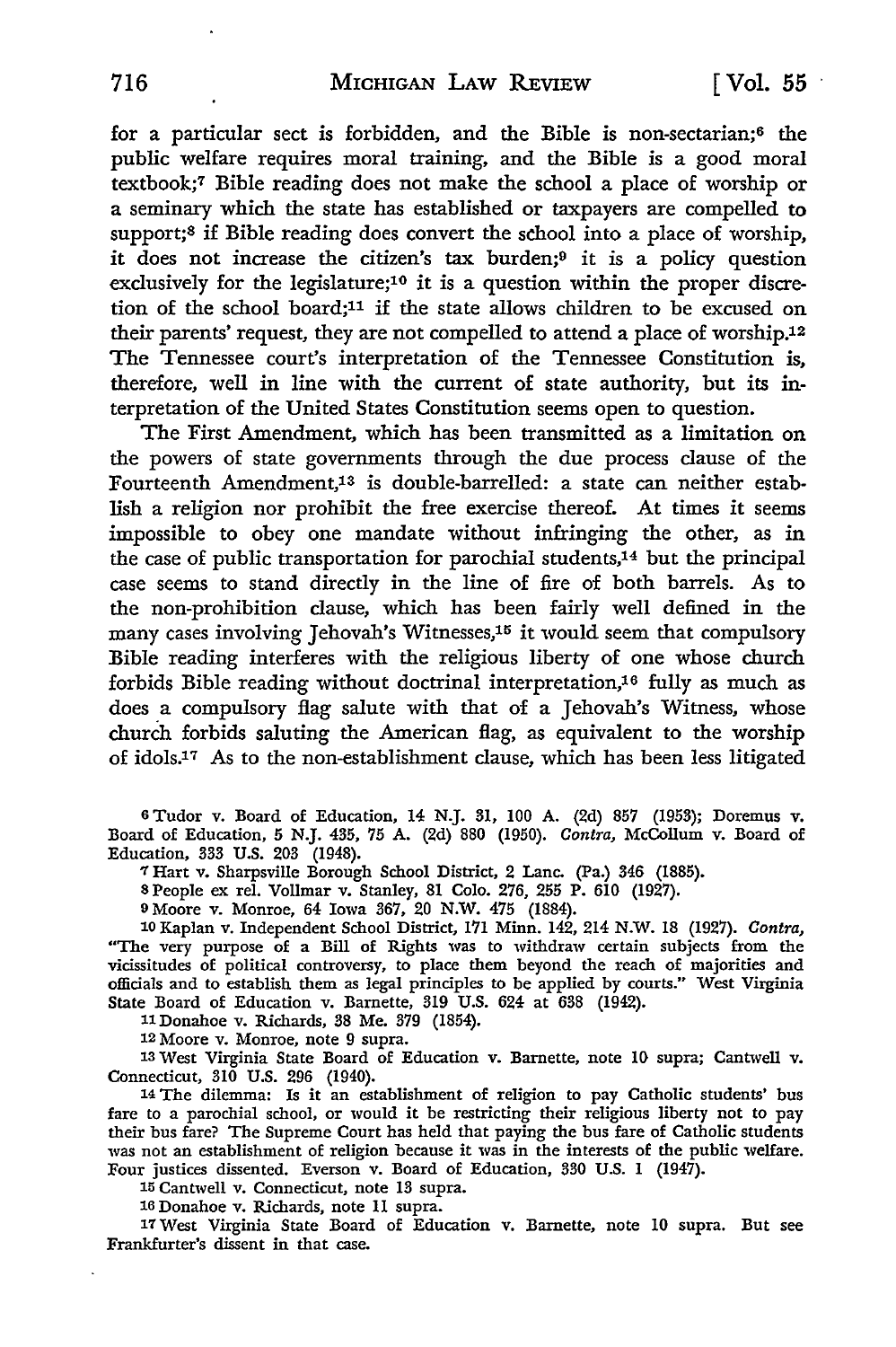for a particular sect is forbidden, and the Bible is non-sectarian;[6] the public welfare requires moral training, and the Bible is a good moral textbook;[7] Bible reading does not make the school a place of worship or a seminary which the state has established or taxpayers are compelled to support;[8] if Bible reading does convert the school into a place of worship, it does not increase the citizen's tax burden;[9] it is a policy question exclusively for the legislature;[10] it is a question within the proper discretion of the school board;[11] if the state allows children to be excused on their parents' request, they are not compelled to attend a place of worship.[12] The Tennessee court's interpretation of the Tennessee Constitution is, therefore, well in line with the current of state authority, but its interpretation of the United States Constitution seems open to question.

The First Amendment, which has been transmitted as a limitation on the powers of state governments through the due process clause of the Fourteenth Amendment,[13] is double-barrelled: a state can neither establish a religion nor prohibit the free exercise thereof. At times it seems impossible to obey one mandate without infringing the other, as in the case of public transportation for parochial students,[14] but the principal case seems to stand directly in the line of fire of both barrels. As to the non-prohibition clause, which has been fairly well defined in the many cases involving Jehovah's Witnesses,[15] it would seem that compulsory Bible reading interferes with the religious liberty of one whose church forbids Bible reading without doctrinal interpretation,[16] fully as much as does a compulsory flag salute with that of a Jehovah's Witness, whose church forbids saluting the American flag, as equivalent to the worship of idols.[17] As to the non-establishment clause, which has been less litigated

---

[6] Tudor v. Board of Education, 14 N.J. 31, 100 A. (2d) 857 (1953); Doremus v. Board of Education, 5 N.J. 435, 75 A. (2d) 880 (1950). *Contra*, McCollum v. Board of Education, 333 U.S. 203 (1948).

[7] Hart v. Sharpsville Borough School District, 2 Lanc. (Pa.) 346 (1885).

[8] People ex rel. Vollmar v. Stanley, 81 Colo. 276, 255 P. 610 (1927).

[9] Moore v. Monroe, 64 Iowa 367, 20 N.W. 475 (1884).

[10] Kaplan v. Independent School District, 171 Minn. 142, 214 N.W. 18 (1927). *Contra*, "The very purpose of a Bill of Rights was to withdraw certain subjects from the vicissitudes of political controversy, to place them beyond the reach of majorities and officials and to establish them as legal principles to be applied by courts." West Virginia State Board of Education v. Barnette, 319 U.S. 624 at 638 (1942).

[11] Donahoe v. Richards, 38 Me. 379 (1854).

[12] Moore v. Monroe, note 9 supra.

[13] West Virginia State Board of Education v. Barnette, note 10 supra; Cantwell v. Connecticut, 310 U.S. 296 (1940).

[14] The dilemma: Is it an establishment of religion to pay Catholic students' bus fare to a parochial school, or would it be restricting their religious liberty not to pay their bus fare? The Supreme Court has held that paying the bus fare of Catholic students was not an establishment of religion because it was in the interests of the public welfare. Four justices dissented. Everson v. Board of Education, 330 U.S. 1 (1947).

[15] Cantwell v. Connecticut, note 13 supra.

[16] Donahoe v. Richards, note 11 supra.

[17] West Virginia State Board of Education v. Barnette, note 10 supra. But see Frankfurter's dissent in that case.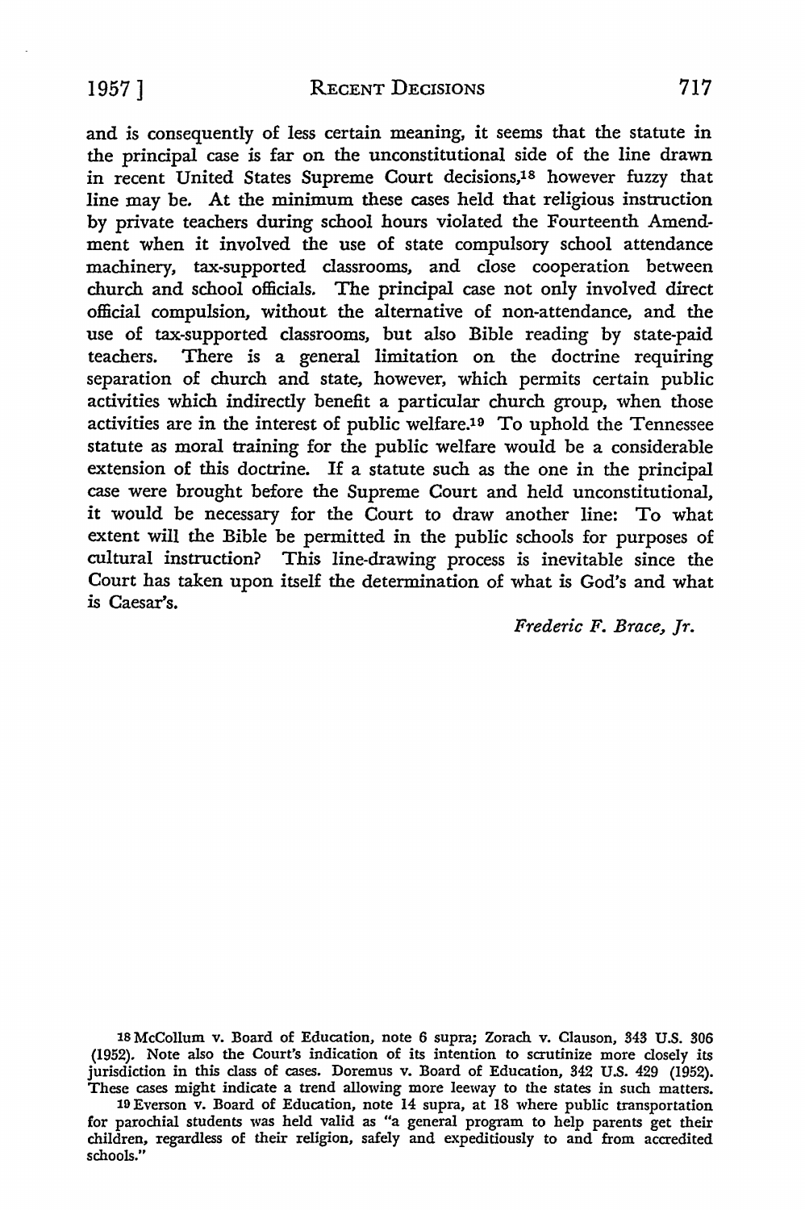and is consequently of less certain meaning, it seems that the statute in the principal case is far on the unconstitutional side of the line drawn in recent United States Supreme Court decisions,[18] however fuzzy that line may be. At the minimum these cases held that religious instruction by private teachers during school hours violated the Fourteenth Amendment when it involved the use of state compulsory school attendance machinery, tax-supported classrooms, and close cooperation between church and school officials. The principal case not only involved direct official compulsion, without the alternative of non-attendance, and the use of tax-supported classrooms, but also Bible reading by state-paid teachers. There is a general limitation on the doctrine requiring separation of church and state, however, which permits certain public activities which indirectly benefit a particular church group, when those activities are in the interest of public welfare.[19] To uphold the Tennessee statute as moral training for the public welfare would be a considerable extension of this doctrine. If a statute such as the one in the principal case were brought before the Supreme Court and held unconstitutional, it would be necessary for the Court to draw another line: To what extent will the Bible be permitted in the public schools for purposes of cultural instruction? This line-drawing process is inevitable since the Court has taken upon itself the determination of what is God's and what is Caesar's.

*Frederic F. Brace, Jr.*

[18] McCollum v. Board of Education, note 6 supra; Zorach v. Clauson, 343 U.S. 306 (1952). Note also the Court's indication of its intention to scrutinize more closely its jurisdiction in this class of cases. Doremus v. Board of Education, 342 U.S. 429 (1952). These cases might indicate a trend allowing more leeway to the states in such matters.

[19] Everson v. Board of Education, note 14 supra, at 18 where public transportation for parochial students was held valid as "a general program to help parents get their children, regardless of their religion, safely and expeditiously to and from accredited schools."